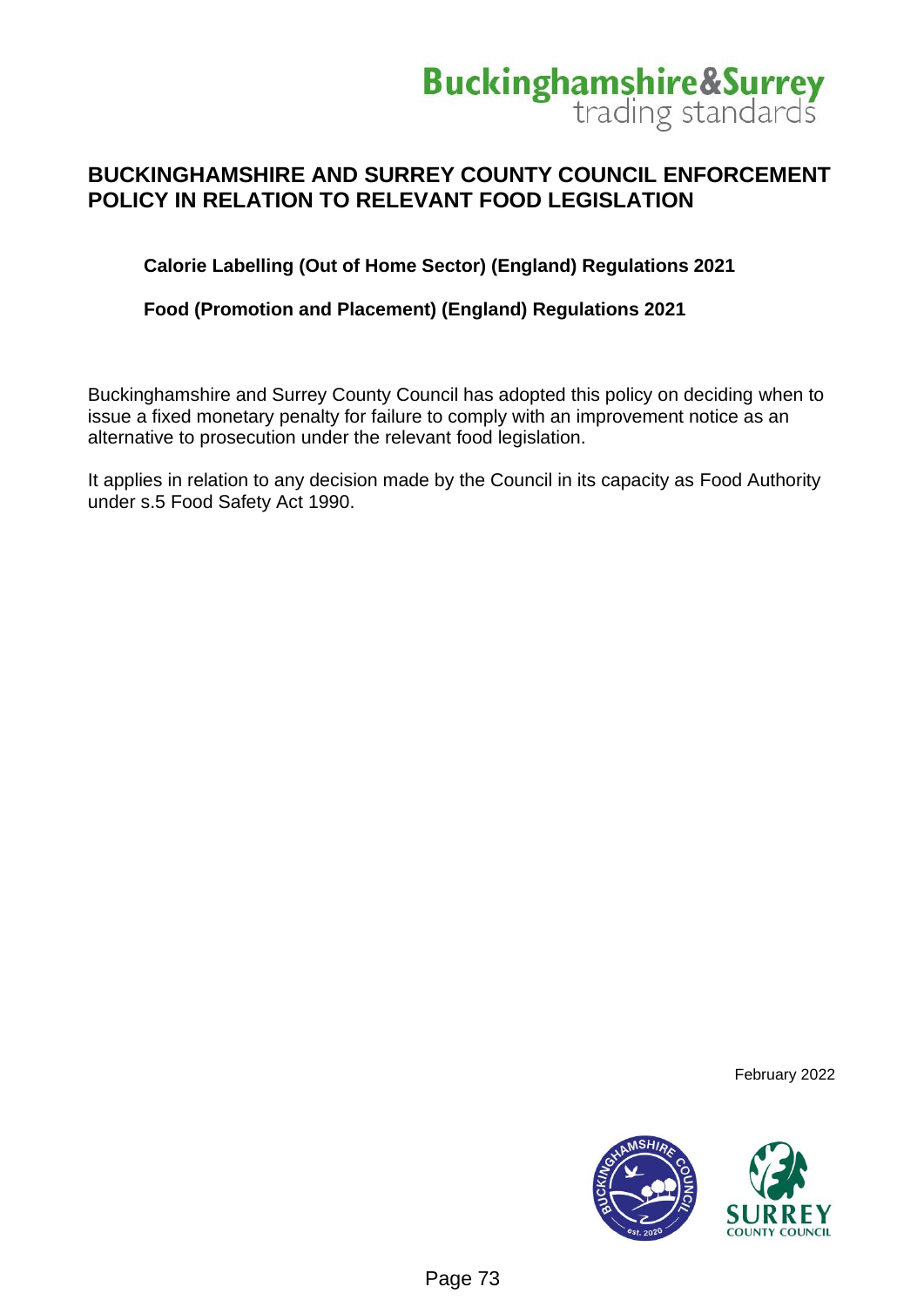Buckinghamshire&Surrey trading standards

# BUCKINGHAMSHIRE AND SURREY COUNTY COUNCIL ENFORCEMENT POLICY IN RELATION TO RELEVANT FOOD LEGISLATION

**Calorie Labelling (Out of Home Sector) (England) Regulations 2021**

**Food (Promotion and Placement) (England) Regulations 2021**

Buckinghamshire and Surrey County Council has adopted this policy on deciding when to issue a fixed monetary penalty for failure to comply with an improvement notice as an alternative to prosecution under the relevant food legislation.

It applies in relation to any decision made by the Council in its capacity as Food Authority under s.5 Food Safety Act 1990.

February 2022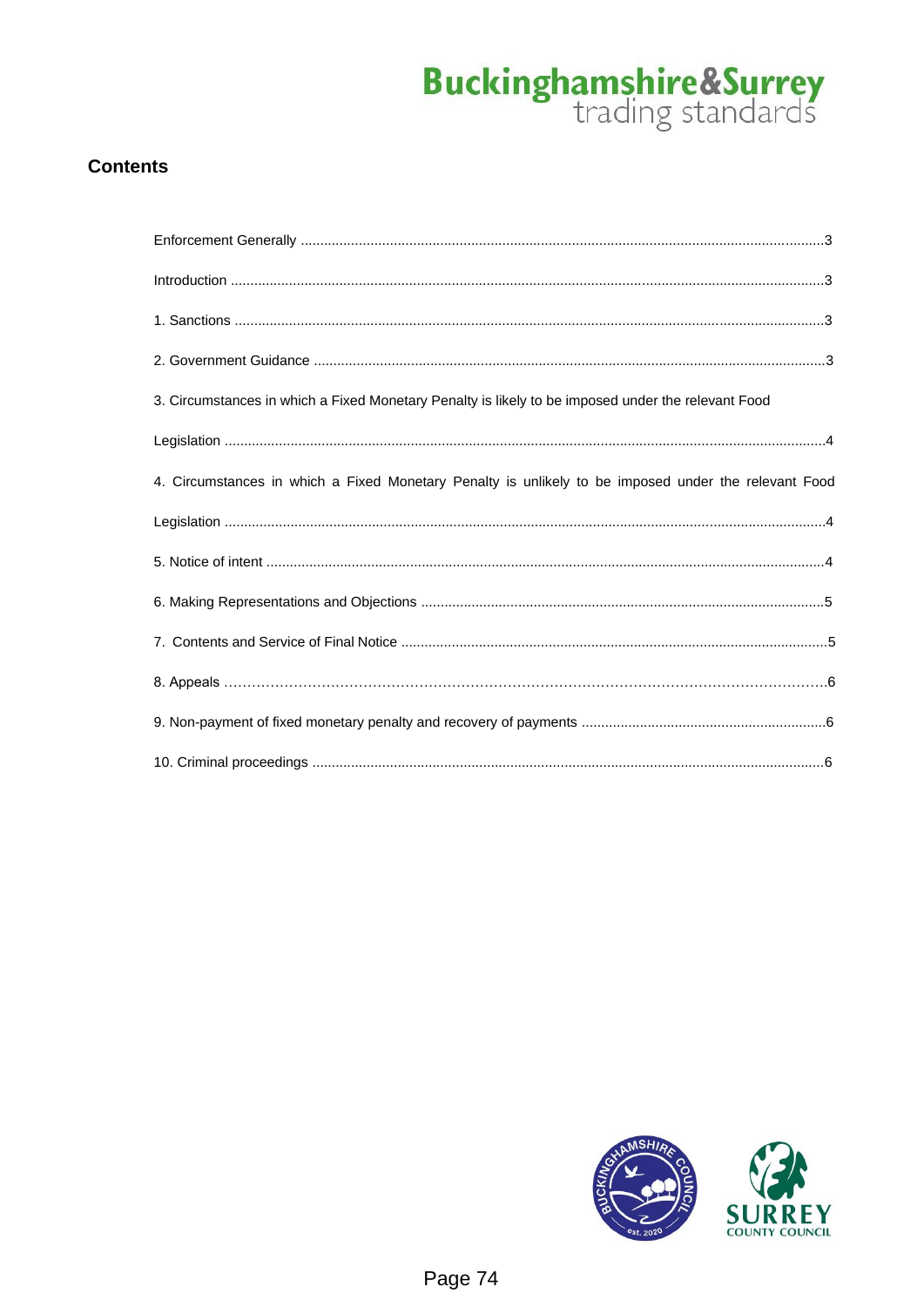## Contents

- Enforcement Generally ....................................................................................3
- Introduction ....................................................................................3
- 1. Sanctions ....................................................................................3
- 2. Government Guidance ....................................................................................3
- 3. Circumstances in which a Fixed Monetary Penalty is likely to be imposed under the relevant Food Legislation ....................................................................................4
- 4. Circumstances in which a Fixed Monetary Penalty is unlikely to be imposed under the relevant Food Legislation ....................................................................................4
- 5. Notice of intent ....................................................................................4
- 6. Making Representations and Objections ....................................................................................5
- 7. Contents and Service of Final Notice ....................................................................................5
- 8. Appeals ....................................................................................6
- 9. Non-payment of fixed monetary penalty and recovery of payments ....................................................................................6
- 10. Criminal proceedings ....................................................................................6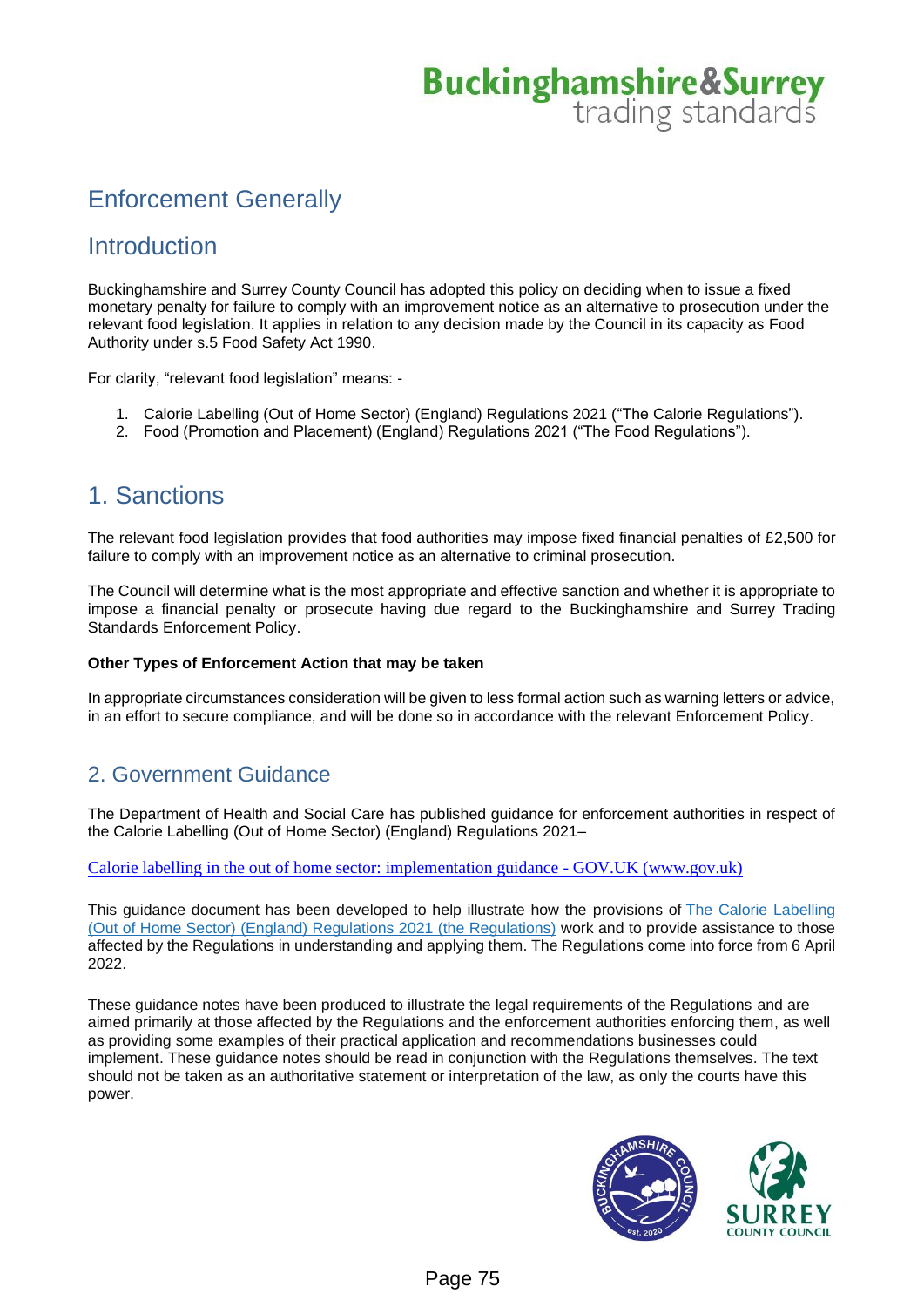# Enforcement Generally

## Introduction

Buckinghamshire and Surrey County Council has adopted this policy on deciding when to issue a fixed monetary penalty for failure to comply with an improvement notice as an alternative to prosecution under the relevant food legislation. It applies in relation to any decision made by the Council in its capacity as Food Authority under s.5 Food Safety Act 1990.

For clarity, "relevant food legislation" means: -

1. Calorie Labelling (Out of Home Sector) (England) Regulations 2021 ("The Calorie Regulations").
2. Food (Promotion and Placement) (England) Regulations 2021 ("The Food Regulations").

## 1. Sanctions

The relevant food legislation provides that food authorities may impose fixed financial penalties of £2,500 for failure to comply with an improvement notice as an alternative to criminal prosecution.

The Council will determine what is the most appropriate and effective sanction and whether it is appropriate to impose a financial penalty or prosecute having due regard to the Buckinghamshire and Surrey Trading Standards Enforcement Policy.

**Other Types of Enforcement Action that may be taken**

In appropriate circumstances consideration will be given to less formal action such as warning letters or advice, in an effort to secure compliance, and will be done so in accordance with the relevant Enforcement Policy.

## 2. Government Guidance

The Department of Health and Social Care has published guidance for enforcement authorities in respect of the Calorie Labelling (Out of Home Sector) (England) Regulations 2021–

[Calorie labelling in the out of home sector: implementation guidance - GOV.UK (www.gov.uk)]

This guidance document has been developed to help illustrate how the provisions of [The Calorie Labelling (Out of Home Sector) (England) Regulations 2021 (the Regulations)] work and to provide assistance to those affected by the Regulations in understanding and applying them. The Regulations come into force from 6 April 2022.

These guidance notes have been produced to illustrate the legal requirements of the Regulations and are aimed primarily at those affected by the Regulations and the enforcement authorities enforcing them, as well as providing some examples of their practical application and recommendations businesses could implement. These guidance notes should be read in conjunction with the Regulations themselves. The text should not be taken as an authoritative statement or interpretation of the law, as only the courts have this power.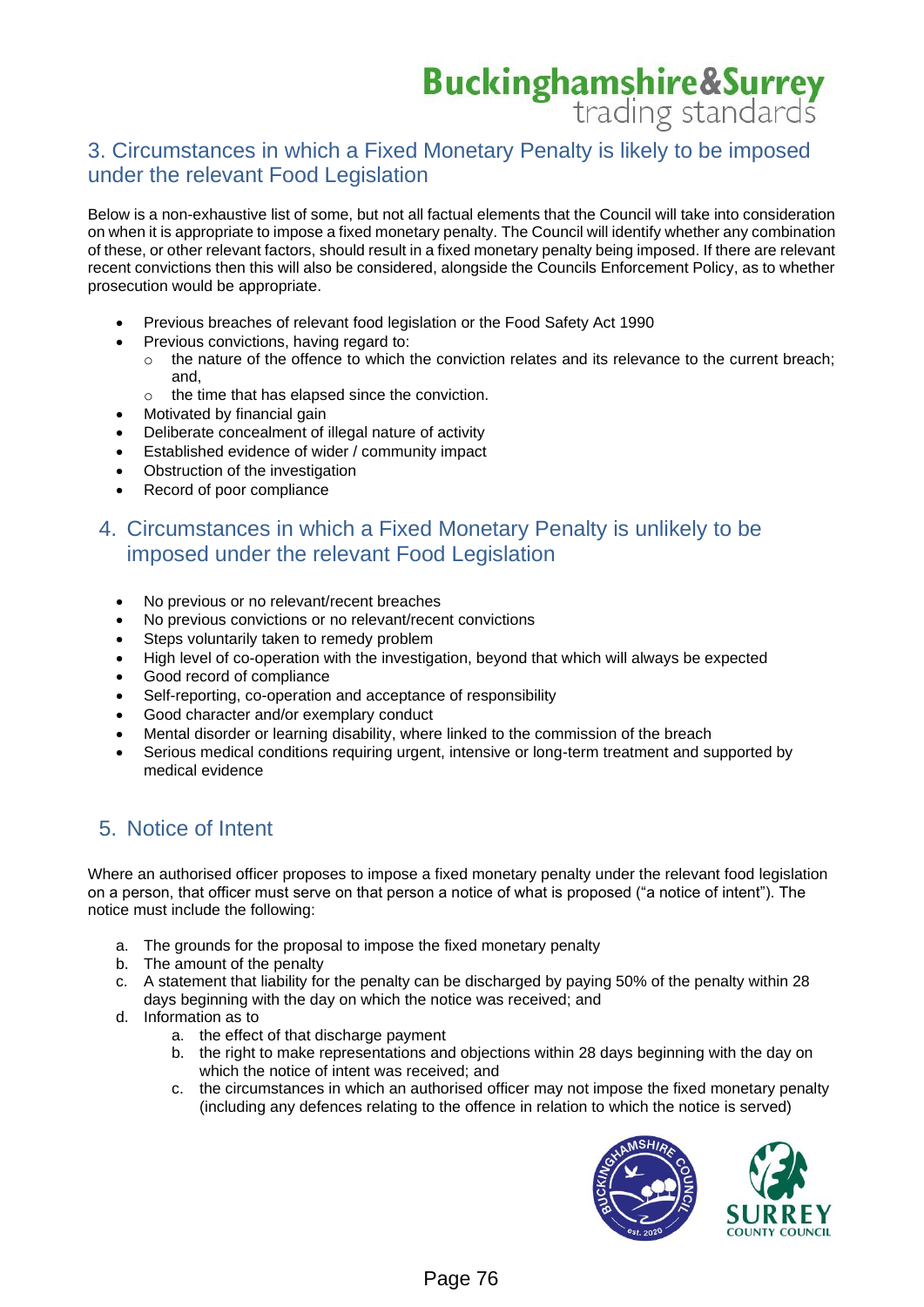## 3. Circumstances in which a Fixed Monetary Penalty is likely to be imposed under the relevant Food Legislation

Below is a non-exhaustive list of some, but not all factual elements that the Council will take into consideration on when it is appropriate to impose a fixed monetary penalty. The Council will identify whether any combination of these, or other relevant factors, should result in a fixed monetary penalty being imposed. If there are relevant recent convictions then this will also be considered, alongside the Councils Enforcement Policy, as to whether prosecution would be appropriate.

- Previous breaches of relevant food legislation or the Food Safety Act 1990
- Previous convictions, having regard to:
  - the nature of the offence to which the conviction relates and its relevance to the current breach; and,
  - the time that has elapsed since the conviction.
- Motivated by financial gain
- Deliberate concealment of illegal nature of activity
- Established evidence of wider / community impact
- Obstruction of the investigation
- Record of poor compliance

## 4. Circumstances in which a Fixed Monetary Penalty is unlikely to be imposed under the relevant Food Legislation

- No previous or no relevant/recent breaches
- No previous convictions or no relevant/recent convictions
- Steps voluntarily taken to remedy problem
- High level of co-operation with the investigation, beyond that which will always be expected
- Good record of compliance
- Self-reporting, co-operation and acceptance of responsibility
- Good character and/or exemplary conduct
- Mental disorder or learning disability, where linked to the commission of the breach
- Serious medical conditions requiring urgent, intensive or long-term treatment and supported by medical evidence

## 5. Notice of Intent

Where an authorised officer proposes to impose a fixed monetary penalty under the relevant food legislation on a person, that officer must serve on that person a notice of what is proposed ("a notice of intent"). The notice must include the following:

a. The grounds for the proposal to impose the fixed monetary penalty
b. The amount of the penalty
c. A statement that liability for the penalty can be discharged by paying 50% of the penalty within 28 days beginning with the day on which the notice was received; and
d. Information as to
    a. the effect of that discharge payment
    b. the right to make representations and objections within 28 days beginning with the day on which the notice of intent was received; and
    c. the circumstances in which an authorised officer may not impose the fixed monetary penalty (including any defences relating to the offence in relation to which the notice is served)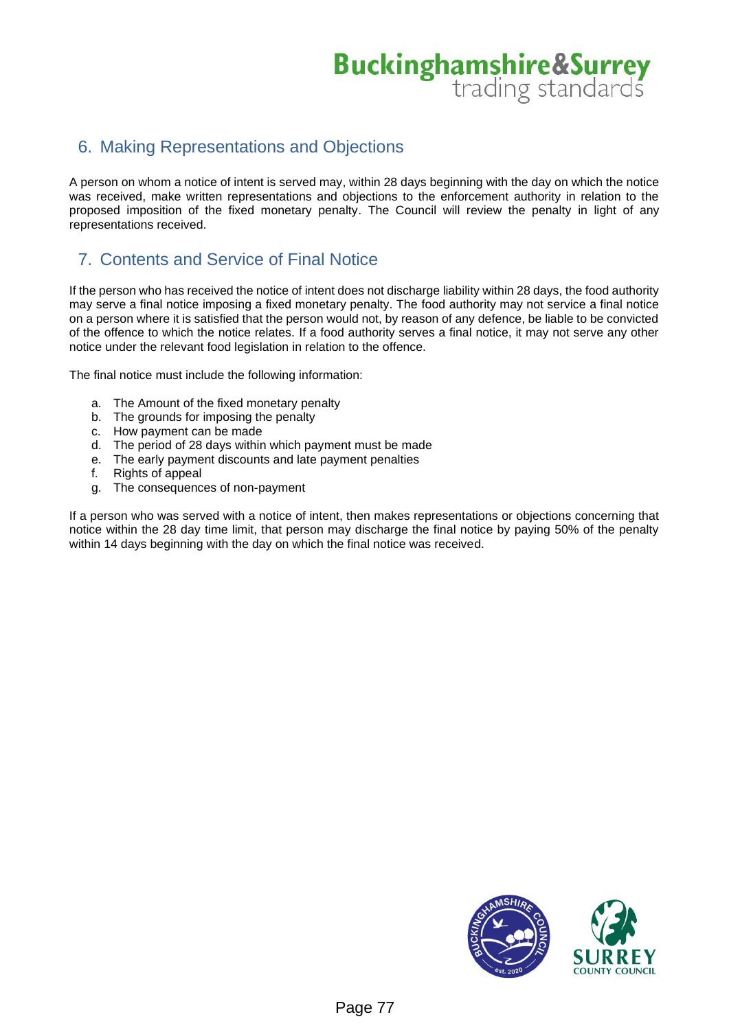## 6. Making Representations and Objections

A person on whom a notice of intent is served may, within 28 days beginning with the day on which the notice was received, make written representations and objections to the enforcement authority in relation to the proposed imposition of the fixed monetary penalty. The Council will review the penalty in light of any representations received.

## 7. Contents and Service of Final Notice

If the person who has received the notice of intent does not discharge liability within 28 days, the food authority may serve a final notice imposing a fixed monetary penalty. The food authority may not service a final notice on a person where it is satisfied that the person would not, by reason of any defence, be liable to be convicted of the offence to which the notice relates. If a food authority serves a final notice, it may not serve any other notice under the relevant food legislation in relation to the offence.

The final notice must include the following information:

a. The Amount of the fixed monetary penalty
b. The grounds for imposing the penalty
c. How payment can be made
d. The period of 28 days within which payment must be made
e. The early payment discounts and late payment penalties
f. Rights of appeal
g. The consequences of non-payment

If a person who was served with a notice of intent, then makes representations or objections concerning that notice within the 28 day time limit, that person may discharge the final notice by paying 50% of the penalty within 14 days beginning with the day on which the final notice was received.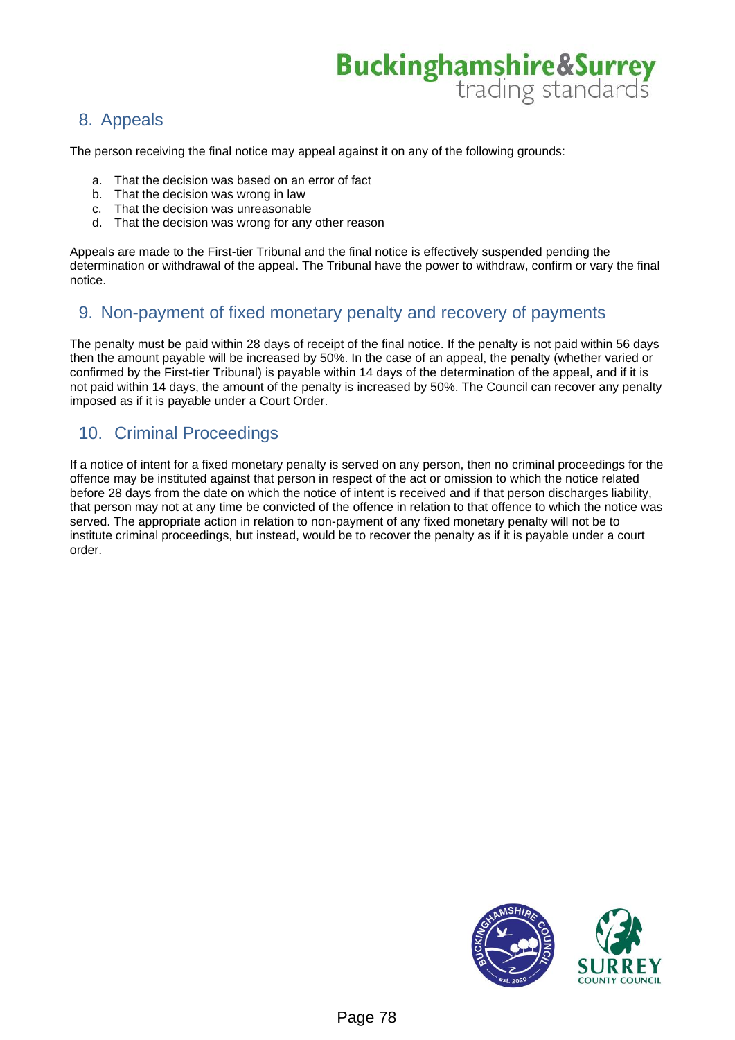## 8. Appeals

The person receiving the final notice may appeal against it on any of the following grounds:

a. That the decision was based on an error of fact
b. That the decision was wrong in law
c. That the decision was unreasonable
d. That the decision was wrong for any other reason

Appeals are made to the First-tier Tribunal and the final notice is effectively suspended pending the determination or withdrawal of the appeal. The Tribunal have the power to withdraw, confirm or vary the final notice.

## 9. Non-payment of fixed monetary penalty and recovery of payments

The penalty must be paid within 28 days of receipt of the final notice. If the penalty is not paid within 56 days then the amount payable will be increased by 50%. In the case of an appeal, the penalty (whether varied or confirmed by the First-tier Tribunal) is payable within 14 days of the determination of the appeal, and if it is not paid within 14 days, the amount of the penalty is increased by 50%. The Council can recover any penalty imposed as if it is payable under a Court Order.

## 10. Criminal Proceedings

If a notice of intent for a fixed monetary penalty is served on any person, then no criminal proceedings for the offence may be instituted against that person in respect of the act or omission to which the notice related before 28 days from the date on which the notice of intent is received and if that person discharges liability, that person may not at any time be convicted of the offence in relation to that offence to which the notice was served. The appropriate action in relation to non-payment of any fixed monetary penalty will not be to institute criminal proceedings, but instead, would be to recover the penalty as if it is payable under a court order.